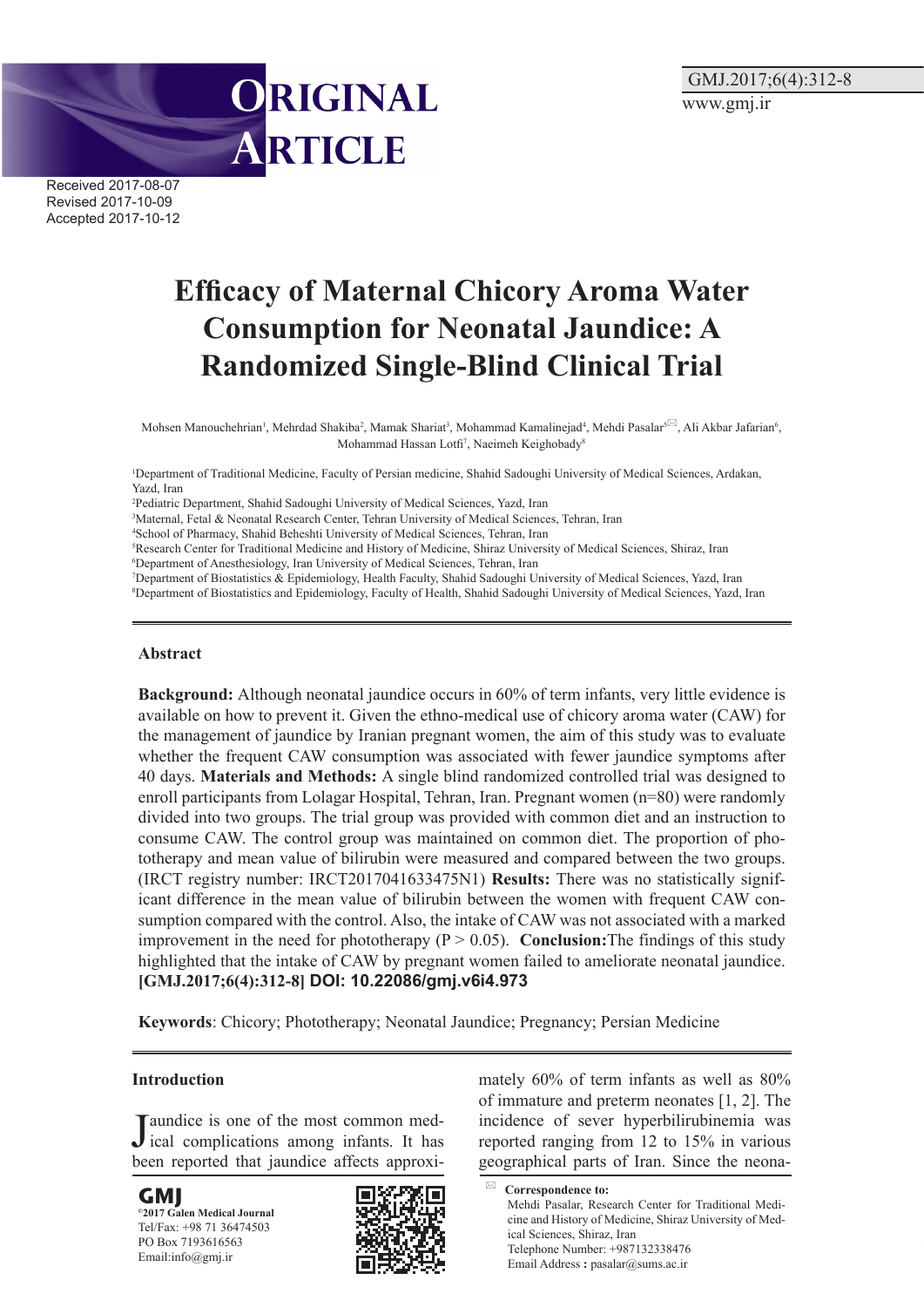ORIGINAL ARTICLE

Received 2017-08-07
Revised 2017-10-09
Accepted 2017-10-12

# Efficacy of Maternal Chicory Aroma Water Consumption for Neonatal Jaundice: A Randomized Single-Blind Clinical Trial

Mohsen Manouchehrian[1], Mehrdad Shakiba[2], Mamak Shariat[3], Mohammad Kamalinejad[4], Mehdi Pasalar[5], Ali Akbar Jafarian[6], Mohammad Hassan Lotfi[7], Naeimeh Keighobady[8]

[1] Department of Traditional Medicine, Faculty of Persian medicine, Shahid Sadoughi University of Medical Sciences, Ardakan, Yazd, Iran
[2] Pediatric Department, Shahid Sadoughi University of Medical Sciences, Yazd, Iran
[3] Maternal, Fetal & Neonatal Research Center, Tehran University of Medical Sciences, Tehran, Iran
[4] School of Pharmacy, Shahid Beheshti University of Medical Sciences, Tehran, Iran
[5] Research Center for Traditional Medicine and History of Medicine, Shiraz University of Medical Sciences, Shiraz, Iran
[6] Department of Anesthesiology, Iran University of Medical Sciences, Tehran, Iran
[7] Department of Biostatistics & Epidemiology, Health Faculty, Shahid Sadoughi University of Medical Sciences, Yazd, Iran
[8] Department of Biostatistics and Epidemiology, Faculty of Health, Shahid Sadoughi University of Medical Sciences, Yazd, Iran

## Abstract

**Background:** Although neonatal jaundice occurs in 60% of term infants, very little evidence is available on how to prevent it. Given the ethno-medical use of chicory aroma water (CAW) for the management of jaundice by Iranian pregnant women, the aim of this study was to evaluate whether the frequent CAW consumption was associated with fewer jaundice symptoms after 40 days. **Materials and Methods:** A single blind randomized controlled trial was designed to enroll participants from Lolagar Hospital, Tehran, Iran. Pregnant women (n=80) were randomly divided into two groups. The trial group was provided with common diet and an instruction to consume CAW. The control group was maintained on common diet. The proportion of phototherapy and mean value of bilirubin were measured and compared between the two groups. (IRCT registry number: IRCT2017041633475N1) **Results:** There was no statistically significant difference in the mean value of bilirubin between the women with frequent CAW consumption compared with the control. Also, the intake of CAW was not associated with a marked improvement in the need for phototherapy ($P > 0.05$). **Conclusion:** The findings of this study highlighted that the intake of CAW by pregnant women failed to ameliorate neonatal jaundice. **[GMJ.2017;6(4):312-8] DOI: 10.22086/gmj.v6i4.973**

**Keywords**: Chicory; Phototherapy; Neonatal Jaundice; Pregnancy; Persian Medicine

## Introduction

Jaundice is one of the most common medical complications among infants. It has been reported that jaundice affects approximately 60% of term infants as well as 80% of immature and preterm neonates [1, 2]. The incidence of sever hyperbilirubinemia was reported ranging from 12 to 15% in various geographical parts of Iran. Since the neona-

**GMJ**
©2017 Galen Medical Journal
Tel/Fax: +98 71 36474503
PO Box 7193616563
Email:info@gmj.ir

**Correspondence to:**
Mehdi Pasalar, Research Center for Traditional Medicine and History of Medicine, Shiraz University of Medical Sciences, Shiraz, Iran
Telephone Number: +987132338476
Email Address : pasalar@sums.ac.ir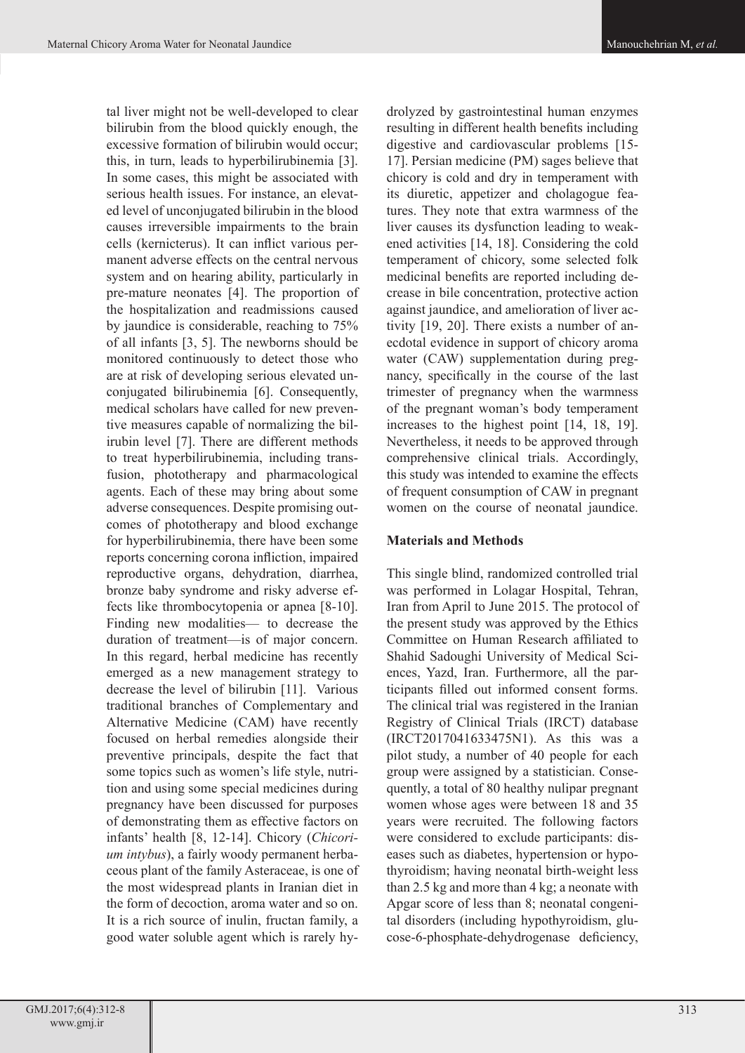tal liver might not be well-developed to clear bilirubin from the blood quickly enough, the excessive formation of bilirubin would occur; this, in turn, leads to hyperbilirubinemia [3]. In some cases, this might be associated with serious health issues. For instance, an elevated level of unconjugated bilirubin in the blood causes irreversible impairments to the brain cells (kernicterus). It can inflict various permanent adverse effects on the central nervous system and on hearing ability, particularly in pre-mature neonates [4]. The proportion of the hospitalization and readmissions caused by jaundice is considerable, reaching to 75% of all infants [3, 5]. The newborns should be monitored continuously to detect those who are at risk of developing serious elevated unconjugated bilirubinemia [6]. Consequently, medical scholars have called for new preventive measures capable of normalizing the bilirubin level [7]. There are different methods to treat hyperbilirubinemia, including transfusion, phototherapy and pharmacological agents. Each of these may bring about some adverse consequences. Despite promising outcomes of phototherapy and blood exchange for hyperbilirubinemia, there have been some reports concerning corona infliction, impaired reproductive organs, dehydration, diarrhea, bronze baby syndrome and risky adverse effects like thrombocytopenia or apnea [8-10]. Finding new modalities— to decrease the duration of treatment—is of major concern. In this regard, herbal medicine has recently emerged as a new management strategy to decrease the level of bilirubin [11]. Various traditional branches of Complementary and Alternative Medicine (CAM) have recently focused on herbal remedies alongside their preventive principals, despite the fact that some topics such as women's life style, nutrition and using some special medicines during pregnancy have been discussed for purposes of demonstrating them as effective factors on infants' health [8, 12-14]. Chicory (*Chicorium intybus*), a fairly woody permanent herbaceous plant of the family Asteraceae, is one of the most widespread plants in Iranian diet in the form of decoction, aroma water and so on. It is a rich source of inulin, fructan family, a good water soluble agent which is rarely hydrolyzed by gastrointestinal human enzymes resulting in different health benefits including digestive and cardiovascular problems [15-17]. Persian medicine (PM) sages believe that chicory is cold and dry in temperament with its diuretic, appetizer and cholagogue features. They note that extra warmness of the liver causes its dysfunction leading to weakened activities [14, 18]. Considering the cold temperament of chicory, some selected folk medicinal benefits are reported including decrease in bile concentration, protective action against jaundice, and amelioration of liver activity [19, 20]. There exists a number of anecdotal evidence in support of chicory aroma water (CAW) supplementation during pregnancy, specifically in the course of the last trimester of pregnancy when the warmness of the pregnant woman's body temperament increases to the highest point [14, 18, 19]. Nevertheless, it needs to be approved through comprehensive clinical trials. Accordingly, this study was intended to examine the effects of frequent consumption of CAW in pregnant women on the course of neonatal jaundice.

## Materials and Methods

This single blind, randomized controlled trial was performed in Lolagar Hospital, Tehran, Iran from April to June 2015. The protocol of the present study was approved by the Ethics Committee on Human Research affiliated to Shahid Sadoughi University of Medical Sciences, Yazd, Iran. Furthermore, all the participants filled out informed consent forms. The clinical trial was registered in the Iranian Registry of Clinical Trials (IRCT) database (IRCT2017041633475N1). As this was a pilot study, a number of 40 people for each group were assigned by a statistician. Consequently, a total of 80 healthy nulipar pregnant women whose ages were between 18 and 35 years were recruited. The following factors were considered to exclude participants: diseases such as diabetes, hypertension or hypothyroidism; having neonatal birth-weight less than 2.5 kg and more than 4 kg; a neonate with Apgar score of less than 8; neonatal congenital disorders (including hypothyroidism, glucose-6-phosphate-dehydrogenase deficiency,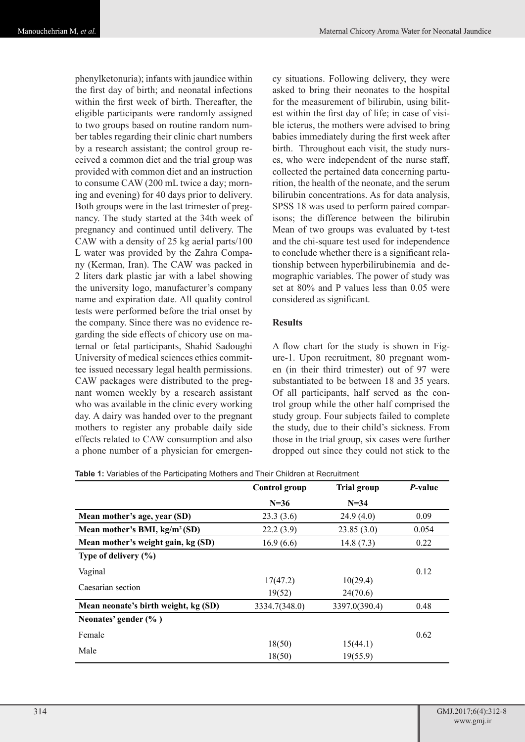phenylketonuria); infants with jaundice within the first day of birth; and neonatal infections within the first week of birth. Thereafter, the eligible participants were randomly assigned to two groups based on routine random number tables regarding their clinic chart numbers by a research assistant; the control group received a common diet and the trial group was provided with common diet and an instruction to consume CAW (200 mL twice a day; morning and evening) for 40 days prior to delivery. Both groups were in the last trimester of pregnancy. The study started at the 34th week of pregnancy and continued until delivery. The CAW with a density of 25 kg aerial parts/100 L water was provided by the Zahra Company (Kerman, Iran). The CAW was packed in 2 liters dark plastic jar with a label showing the university logo, manufacturer's company name and expiration date. All quality control tests were performed before the trial onset by the company. Since there was no evidence regarding the side effects of chicory use on maternal or fetal participants, Shahid Sadoughi University of medical sciences ethics committee issued necessary legal health permissions. CAW packages were distributed to the pregnant women weekly by a research assistant who was available in the clinic every working day. A dairy was handed over to the pregnant mothers to register any probable daily side effects related to CAW consumption and also a phone number of a physician for emergency situations. Following delivery, they were asked to bring their neonates to the hospital for the measurement of bilirubin, using bilitest within the first day of life; in case of visible icterus, the mothers were advised to bring babies immediately during the first week after birth. Throughout each visit, the study nurses, who were independent of the nurse staff, collected the pertained data concerning parturition, the health of the neonate, and the serum bilirubin concentrations. As for data analysis, SPSS 18 was used to perform paired comparisons; the difference between the bilirubin Mean of two groups was evaluated by t-test and the chi-square test used for independence to conclude whether there is a significant relationship between hyperbilirubinemia and demographic variables. The power of study was set at 80% and P values less than 0.05 were considered as significant.

## Results

A flow chart for the study is shown in Figure-1. Upon recruitment, 80 pregnant women (in their third trimester) out of 97 were substantiated to be between 18 and 35 years. Of all participants, half served as the control group while the other half comprised the study group. Four subjects failed to complete the study, due to their child's sickness. From those in the trial group, six cases were further dropped out since they could not stick to the

**Table 1:** Variables of the Participating Mothers and Their Children at Recruitment

| | **Control group** | **Trial group** | ***P*-value** |
|---|---|---|---|
| | **N=36** | **N=34** | |
| **Mean mother's age, year (SD)** | 23.3 (3.6) | 24.9 (4.0) | 0.09 |
| **Mean mother's BMI, kg/m$^2$ (SD)** | 22.2 (3.9) | 23.85 (3.0) | 0.054 |
| **Mean mother's weight gain, kg (SD)** | 16.9 (6.6) | 14.8 (7.3) | 0.22 |
| **Type of delivery (%)** | | | |
| Vaginal | 17(47.2) | 10(29.4) | 0.12 |
| Caesarian section | 19(52) | 24(70.6) | |
| **Mean neonate's birth weight, kg (SD)** | 3334.7(348.0) | 3397.0(390.4) | 0.48 |
| **Neonates' gender (% )** | | | |
| Female | 18(50) | 15(44.1) | 0.62 |
| Male | 18(50) | 19(55.9) | |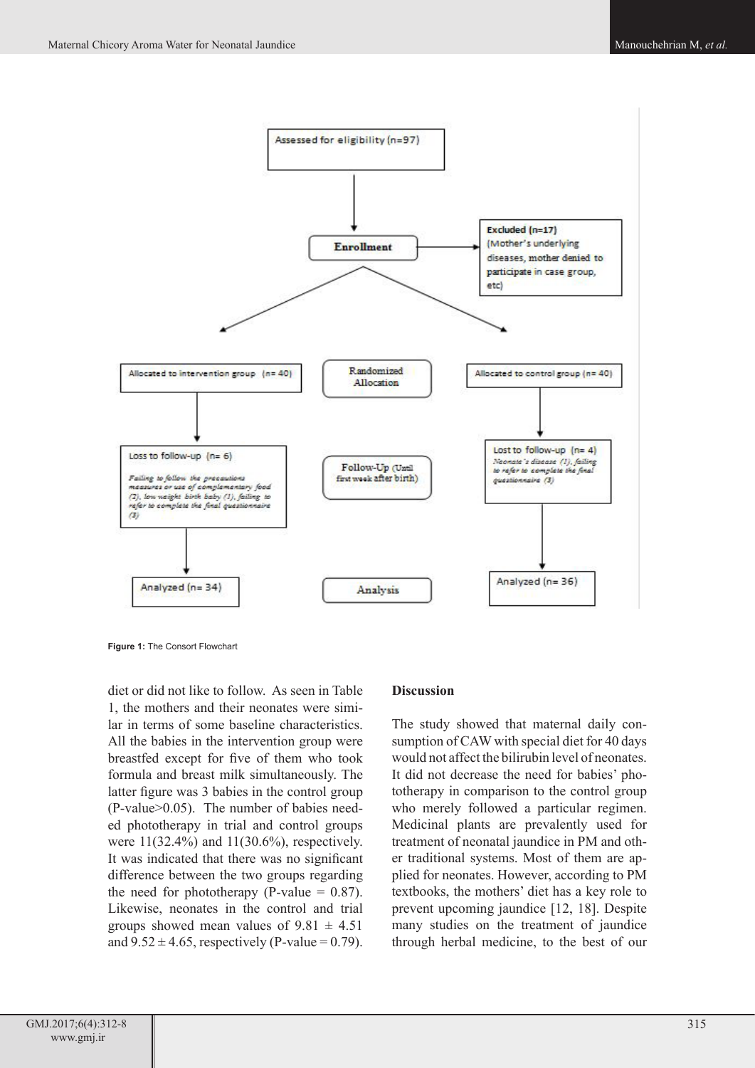Assessed for eligibility (n=97)

Enrollment

Excluded (n=17)
(Mother's underlying diseases, mother denied to participate in case group, etc)

Randomized Allocation

Allocated to intervention group (n= 40)

Allocated to control group (n= 40)

Follow-Up (Until first week after birth)

Loss to follow-up (n= 6)
*Failing to follow the precautions measures or use of complementary food (2), low weight birth baby (1), failing to refer to complete the final questionnaire (3)*

Lost to follow-up (n= 4)
*Neonate's disease (1), failing to refer to complete the final questionnaire (3)*

Analysis

Analyzed (n= 34)

Analyzed (n= 36)

**Figure 1:** The Consort Flowchart

diet or did not like to follow. As seen in Table 1, the mothers and their neonates were similar in terms of some baseline characteristics. All the babies in the intervention group were breastfed except for five of them who took formula and breast milk simultaneously. The latter figure was 3 babies in the control group (P-value>0.05). The number of babies needed phototherapy in trial and control groups were 11(32.4%) and 11(30.6%), respectively. It was indicated that there was no significant difference between the two groups regarding the need for phototherapy (P-value = 0.87). Likewise, neonates in the control and trial groups showed mean values of $9.81 \pm 4.51$ and $9.52 \pm 4.65$, respectively (P-value = 0.79).

## Discussion

The study showed that maternal daily consumption of CAW with special diet for 40 days would not affect the bilirubin level of neonates. It did not decrease the need for babies' phototherapy in comparison to the control group who merely followed a particular regimen. Medicinal plants are prevalently used for treatment of neonatal jaundice in PM and other traditional systems. Most of them are applied for neonates. However, according to PM textbooks, the mothers' diet has a key role to prevent upcoming jaundice [12, 18]. Despite many studies on the treatment of jaundice through herbal medicine, to the best of our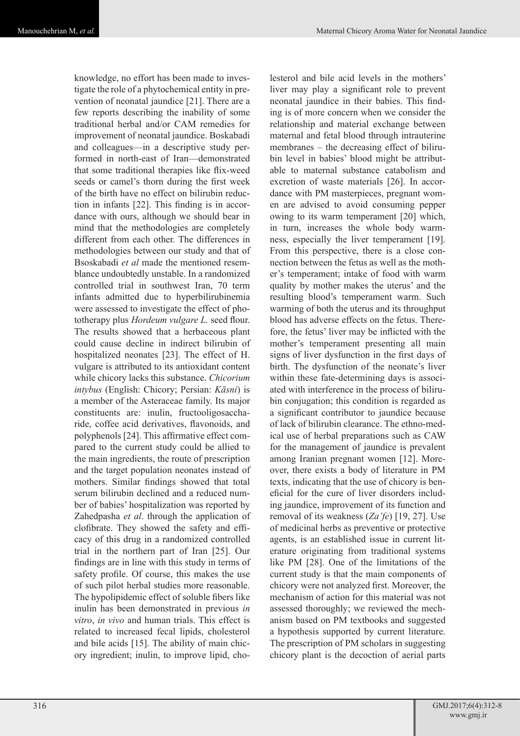knowledge, no effort has been made to investigate the role of a phytochemical entity in prevention of neonatal jaundice [21]. There are a few reports describing the inability of some traditional herbal and/or CAM remedies for improvement of neonatal jaundice. Boskabadi and colleagues—in a descriptive study performed in north-east of Iran—demonstrated that some traditional therapies like flix-weed seeds or camel's thorn during the first week of the birth have no effect on bilirubin reduction in infants [22]. This finding is in accordance with ours, although we should bear in mind that the methodologies are completely different from each other. The differences in methodologies between our study and that of Bsoskabadi *et al* made the mentioned resemblance undoubtedly unstable. In a randomized controlled trial in southwest Iran, 70 term infants admitted due to hyperbilirubinemia were assessed to investigate the effect of phototherapy plus *Hordeum vulgare L.* seed flour. The results showed that a herbaceous plant could cause decline in indirect bilirubin of hospitalized neonates [23]. The effect of H. vulgare is attributed to its antioxidant content while chicory lacks this substance. *Chicorium intybus* (English: Chicory; Persian: *Kāsni*) is a member of the Asteraceae family. Its major constituents are: inulin, fructooligosaccharide, coffee acid derivatives, flavonoids, and polyphenols [24]. This affirmative effect compared to the current study could be allied to the main ingredients, the route of prescription and the target population neonates instead of mothers. Similar findings showed that total serum bilirubin declined and a reduced number of babies' hospitalization was reported by Zahedpasha *et al*. through the application of clofibrate. They showed the safety and efficacy of this drug in a randomized controlled trial in the northern part of Iran [25]. Our findings are in line with this study in terms of safety profile. Of course, this makes the use of such pilot herbal studies more reasonable. The hypolipidemic effect of soluble fibers like inulin has been demonstrated in previous *in vitro*, *in vivo* and human trials. This effect is related to increased fecal lipids, cholesterol and bile acids [15]. The ability of main chicory ingredient; inulin, to improve lipid, cholesterol and bile acid levels in the mothers' liver may play a significant role to prevent neonatal jaundice in their babies. This finding is of more concern when we consider the relationship and material exchange between maternal and fetal blood through intrauterine membranes – the decreasing effect of bilirubin level in babies' blood might be attributable to maternal substance catabolism and excretion of waste materials [26]. In accordance with PM masterpieces, pregnant women are advised to avoid consuming pepper owing to its warm temperament [20] which, in turn, increases the whole body warmness, especially the liver temperament [19]. From this perspective, there is a close connection between the fetus as well as the mother's temperament; intake of food with warm quality by mother makes the uterus' and the resulting blood's temperament warm. Such warming of both the uterus and its throughput blood has adverse effects on the fetus. Therefore, the fetus' liver may be inflicted with the mother's temperament presenting all main signs of liver dysfunction in the first days of birth. The dysfunction of the neonate's liver within these fate-determining days is associated with interference in the process of bilirubin conjugation; this condition is regarded as a significant contributor to jaundice because of lack of bilirubin clearance. The ethno-medical use of herbal preparations such as CAW for the management of jaundice is prevalent among Iranian pregnant women [12]. Moreover, there exists a body of literature in PM texts, indicating that the use of chicory is beneficial for the cure of liver disorders including jaundice, improvement of its function and removal of its weakness (*Za'fe*) [19, 27]. Use of medicinal herbs as preventive or protective agents, is an established issue in current literature originating from traditional systems like PM [28]. One of the limitations of the current study is that the main components of chicory were not analyzed first. Moreover, the mechanism of action for this material was not assessed thoroughly; we reviewed the mechanism based on PM textbooks and suggested a hypothesis supported by current literature. The prescription of PM scholars in suggesting chicory plant is the decoction of aerial parts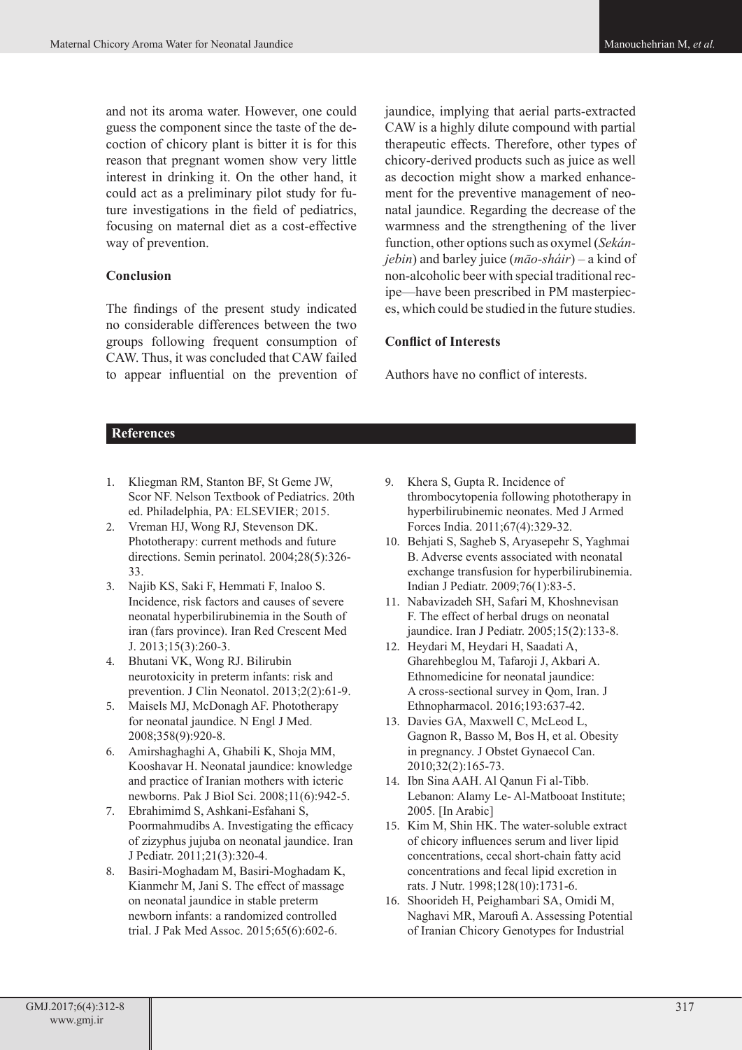and not its aroma water. However, one could guess the component since the taste of the decoction of chicory plant is bitter it is for this reason that pregnant women show very little interest in drinking it. On the other hand, it could act as a preliminary pilot study for future investigations in the field of pediatrics, focusing on maternal diet as a cost-effective way of prevention.

### Conclusion

The findings of the present study indicated no considerable differences between the two groups following frequent consumption of CAW. Thus, it was concluded that CAW failed to appear influential on the prevention of jaundice, implying that aerial parts-extracted CAW is a highly dilute compound with partial therapeutic effects. Therefore, other types of chicory-derived products such as juice as well as decoction might show a marked enhancement for the preventive management of neonatal jaundice. Regarding the decrease of the warmness and the strengthening of the liver function, other options such as oxymel (*Sekánjebin*) and barley juice (*māo-sháir*) – a kind of non-alcoholic beer with special traditional recipe—have been prescribed in PM masterpieces, which could be studied in the future studies.

### Conflict of Interests

Authors have no conflict of interests.

## References

1. Kliegman RM, Stanton BF, St Geme JW, Scor NF. Nelson Textbook of Pediatrics. 20th ed. Philadelphia, PA: ELSEVIER; 2015.
2. Vreman HJ, Wong RJ, Stevenson DK. Phototherapy: current methods and future directions. Semin perinatol. 2004;28(5):326-33.
3. Najib KS, Saki F, Hemmati F, Inaloo S. Incidence, risk factors and causes of severe neonatal hyperbilirubinemia in the South of iran (fars province). Iran Red Crescent Med J. 2013;15(3):260-3.
4. Bhutani VK, Wong RJ. Bilirubin neurotoxicity in preterm infants: risk and prevention. J Clin Neonatol. 2013;2(2):61-9.
5. Maisels MJ, McDonagh AF. Phototherapy for neonatal jaundice. N Engl J Med. 2008;358(9):920-8.
6. Amirshaghaghi A, Ghabili K, Shoja MM, Kooshavar H. Neonatal jaundice: knowledge and practice of Iranian mothers with icteric newborns. Pak J Biol Sci. 2008;11(6):942-5.
7. Ebrahimimd S, Ashkani-Esfahani S, Poormahmudibs A. Investigating the efficacy of zizyphus jujuba on neonatal jaundice. Iran J Pediatr. 2011;21(3):320-4.
8. Basiri-Moghadam M, Basiri-Moghadam K, Kianmehr M, Jani S. The effect of massage on neonatal jaundice in stable preterm newborn infants: a randomized controlled trial. J Pak Med Assoc. 2015;65(6):602-6.
9. Khera S, Gupta R. Incidence of thrombocytopenia following phototherapy in hyperbilirubinemic neonates. Med J Armed Forces India. 2011;67(4):329-32.
10. Behjati S, Sagheb S, Aryasepehr S, Yaghmai B. Adverse events associated with neonatal exchange transfusion for hyperbilirubinemia. Indian J Pediatr. 2009;76(1):83-5.
11. Nabavizadeh SH, Safari M, Khoshnevisan F. The effect of herbal drugs on neonatal jaundice. Iran J Pediatr. 2005;15(2):133-8.
12. Heydari M, Heydari H, Saadati A, Gharehbeglou M, Tafaroji J, Akbari A. Ethnomedicine for neonatal jaundice: A cross-sectional survey in Qom, Iran. J Ethnopharmacol. 2016;193:637-42.
13. Davies GA, Maxwell C, McLeod L, Gagnon R, Basso M, Bos H, et al. Obesity in pregnancy. J Obstet Gynaecol Can. 2010;32(2):165-73.
14. Ibn Sina AAH. Al Qanun Fi al-Tibb. Lebanon: Alamy Le- Al-Matbooat Institute; 2005. [In Arabic]
15. Kim M, Shin HK. The water-soluble extract of chicory influences serum and liver lipid concentrations, cecal short-chain fatty acid concentrations and fecal lipid excretion in rats. J Nutr. 1998;128(10):1731-6.
16. Shoorideh H, Peighambari SA, Omidi M, Naghavi MR, Maroufi A. Assessing Potential of Iranian Chicory Genotypes for Industrial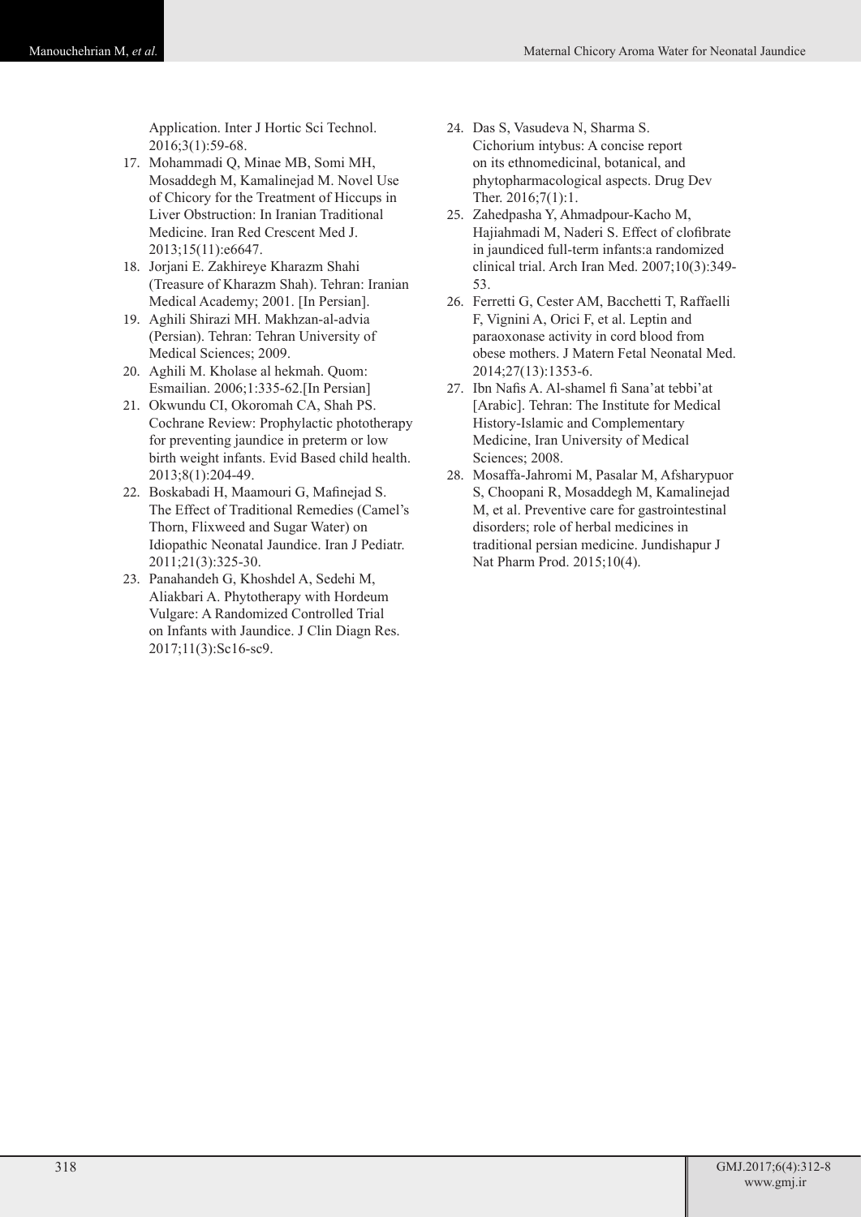Application. Inter J Hortic Sci Technol. 2016;3(1):59-68.

17. Mohammadi Q, Minae MB, Somi MH, Mosaddegh M, Kamalinejad M. Novel Use of Chicory for the Treatment of Hiccups in Liver Obstruction: In Iranian Traditional Medicine. Iran Red Crescent Med J. 2013;15(11):e6647.
18. Jorjani E. Zakhireye Kharazm Shahi (Treasure of Kharazm Shah). Tehran: Iranian Medical Academy; 2001. [In Persian].
19. Aghili Shirazi MH. Makhzan-al-advia (Persian). Tehran: Tehran University of Medical Sciences; 2009.
20. Aghili M. Kholase al hekmah. Quom: Esmailian. 2006;1:335-62.[In Persian]
21. Okwundu CI, Okoromah CA, Shah PS. Cochrane Review: Prophylactic phototherapy for preventing jaundice in preterm or low birth weight infants. Evid Based child health. 2013;8(1):204-49.
22. Boskabadi H, Maamouri G, Mafinejad S. The Effect of Traditional Remedies (Camel's Thorn, Flixweed and Sugar Water) on Idiopathic Neonatal Jaundice. Iran J Pediatr. 2011;21(3):325-30.
23. Panahandeh G, Khoshdel A, Sedehi M, Aliakbari A. Phytotherapy with Hordeum Vulgare: A Randomized Controlled Trial on Infants with Jaundice. J Clin Diagn Res. 2017;11(3):Sc16-sc9.
24. Das S, Vasudeva N, Sharma S. Cichorium intybus: A concise report on its ethnomedicinal, botanical, and phytopharmacological aspects. Drug Dev Ther. 2016;7(1):1.
25. Zahedpasha Y, Ahmadpour-Kacho M, Hajiahmadi M, Naderi S. Effect of clofibrate in jaundiced full-term infants:a randomized clinical trial. Arch Iran Med. 2007;10(3):349-53.
26. Ferretti G, Cester AM, Bacchetti T, Raffaelli F, Vignini A, Orici F, et al. Leptin and paraoxonase activity in cord blood from obese mothers. J Matern Fetal Neonatal Med. 2014;27(13):1353-6.
27. Ibn Nafis A. Al-shamel fi Sana'at tebbi'at [Arabic]. Tehran: The Institute for Medical History-Islamic and Complementary Medicine, Iran University of Medical Sciences; 2008.
28. Mosaffa-Jahromi M, Pasalar M, Afsharypuor S, Choopani R, Mosaddegh M, Kamalinejad M, et al. Preventive care for gastrointestinal disorders; role of herbal medicines in traditional persian medicine. Jundishapur J Nat Pharm Prod. 2015;10(4).